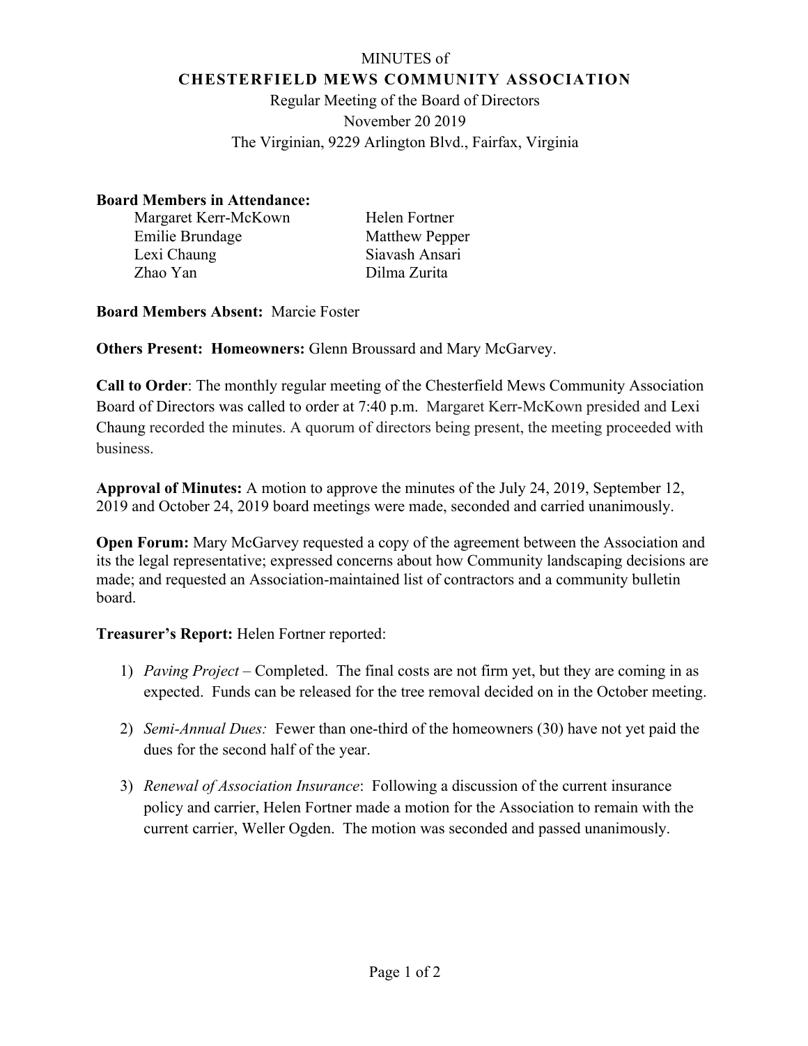MINUTES of

# CHESTERFIELD MEWS COMMUNITY ASSOCIATION

Regular Meeting of the Board of Directors

November 20 2019

The Virginian, 9229 Arlington Blvd., Fairfax, Virginia

**Board Members in Attendance:**

| | |
|---|---|
| Margaret Kerr-McKown | Helen Fortner |
| Emilie Brundage | Matthew Pepper |
| Lexi Chaung | Siavash Ansari |
| Zhao Yan | Dilma Zurita |

**Board Members Absent:** Marcie Foster

**Others Present: Homeowners:** Glenn Broussard and Mary McGarvey.

**Call to Order**: The monthly regular meeting of the Chesterfield Mews Community Association Board of Directors was called to order at 7:40 p.m. Margaret Kerr-McKown presided and Lexi Chaung recorded the minutes. A quorum of directors being present, the meeting proceeded with business.

**Approval of Minutes:** A motion to approve the minutes of the July 24, 2019, September 12, 2019 and October 24, 2019 board meetings were made, seconded and carried unanimously.

**Open Forum:** Mary McGarvey requested a copy of the agreement between the Association and its the legal representative; expressed concerns about how Community landscaping decisions are made; and requested an Association-maintained list of contractors and a community bulletin board.

**Treasurer's Report:** Helen Fortner reported:

1) *Paving Project* – Completed. The final costs are not firm yet, but they are coming in as expected. Funds can be released for the tree removal decided on in the October meeting.

2) *Semi-Annual Dues:* Fewer than one-third of the homeowners (30) have not yet paid the dues for the second half of the year.

3) *Renewal of Association Insurance*: Following a discussion of the current insurance policy and carrier, Helen Fortner made a motion for the Association to remain with the current carrier, Weller Ogden. The motion was seconded and passed unanimously.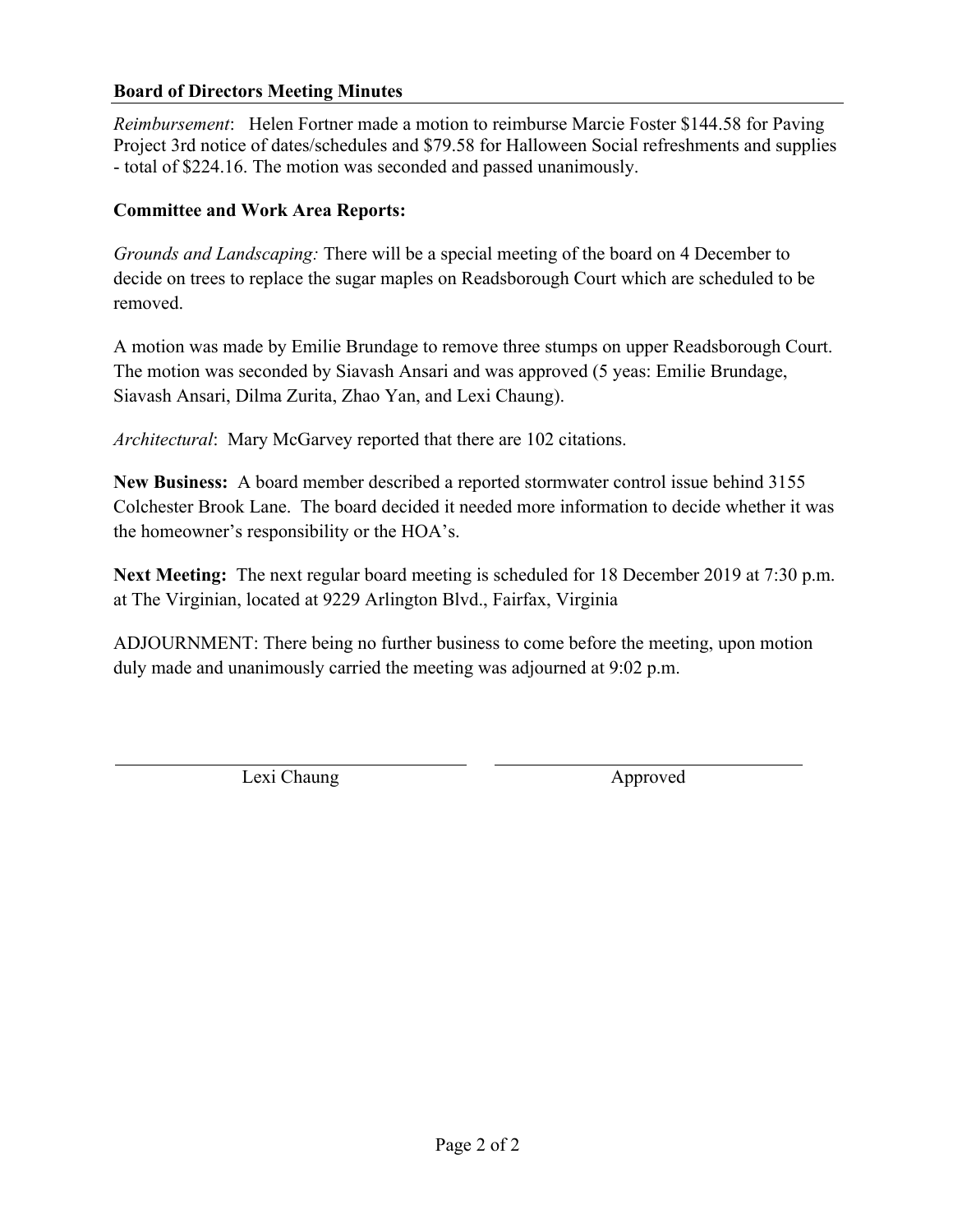**Board of Directors Meeting Minutes**

*Reimbursement*: Helen Fortner made a motion to reimburse Marcie Foster $144.58 for Paving Project 3rd notice of dates/schedules and $79.58 for Halloween Social refreshments and supplies - total of $224.16. The motion was seconded and passed unanimously.

**Committee and Work Area Reports:**

*Grounds and Landscaping:* There will be a special meeting of the board on 4 December to decide on trees to replace the sugar maples on Readsborough Court which are scheduled to be removed.

A motion was made by Emilie Brundage to remove three stumps on upper Readsborough Court. The motion was seconded by Siavash Ansari and was approved (5 yeas: Emilie Brundage, Siavash Ansari, Dilma Zurita, Zhao Yan, and Lexi Chaung).

*Architectural*: Mary McGarvey reported that there are 102 citations.

**New Business:** A board member described a reported stormwater control issue behind 3155 Colchester Brook Lane. The board decided it needed more information to decide whether it was the homeowner's responsibility or the HOA's.

**Next Meeting:** The next regular board meeting is scheduled for 18 December 2019 at 7:30 p.m. at The Virginian, located at 9229 Arlington Blvd., Fairfax, Virginia

ADJOURNMENT: There being no further business to come before the meeting, upon motion duly made and unanimously carried the meeting was adjourned at 9:02 p.m.

\_\_\_\_\_\_\_\_\_\_\_\_\_\_\_\_\_\_\_\_\_\_\_\_\_\_\_\_
Lexi Chaung

\_\_\_\_\_\_\_\_\_\_\_\_\_\_\_\_\_\_\_\_\_\_\_\_\_\_\_\_
Approved